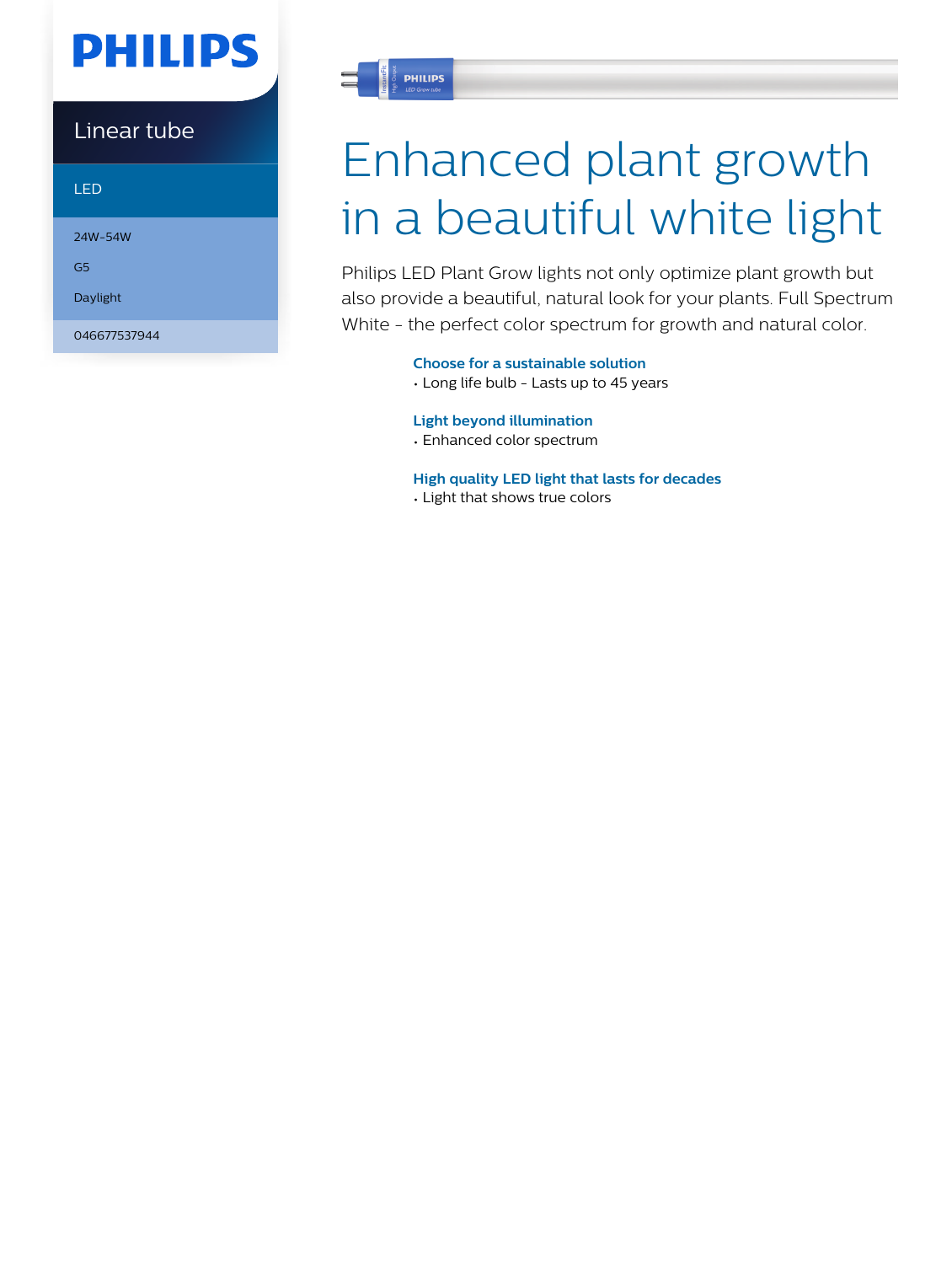PHILIPS

Linear tube

LED

24W-54W

G5

Daylight

046677537944

# Enhanced plant growth in a beautiful white light

Philips LED Plant Grow lights not only optimize plant growth but also provide a beautiful, natural look for your plants. Full Spectrum White - the perfect color spectrum for growth and natural color.

### Choose for a sustainable solution

- Long life bulb - Lasts up to 45 years

### Light beyond illumination

- Enhanced color spectrum

### High quality LED light that lasts for decades

- Light that shows true colors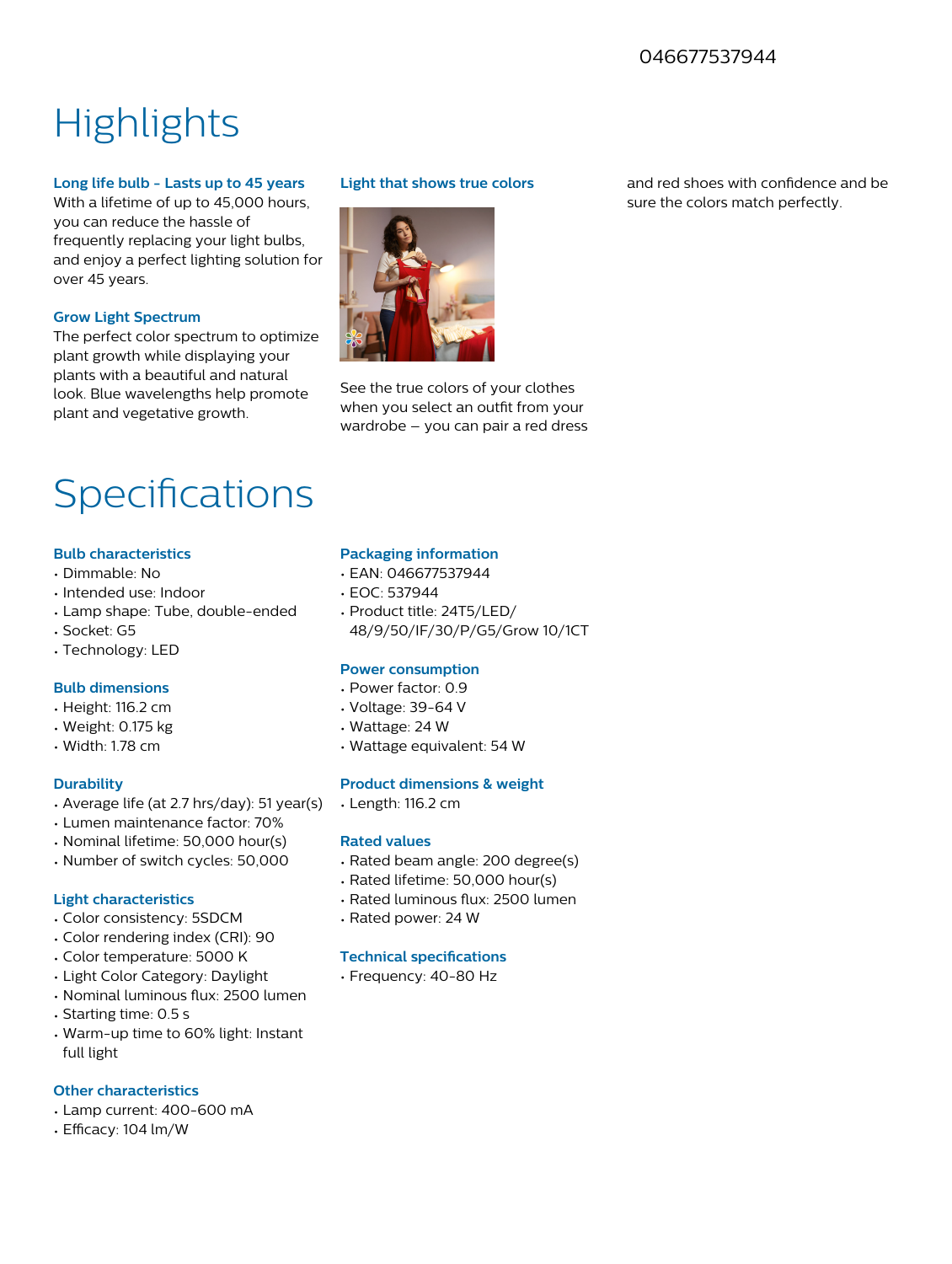046677537944

# Highlights

### Long life bulb - Lasts up to 45 years

With a lifetime of up to 45,000 hours, you can reduce the hassle of frequently replacing your light bulbs, and enjoy a perfect lighting solution for over 45 years.

### Grow Light Spectrum

The perfect color spectrum to optimize plant growth while displaying your plants with a beautiful and natural look. Blue wavelengths help promote plant and vegetative growth.

### Light that shows true colors

See the true colors of your clothes when you select an outfit from your wardrobe – you can pair a red dress and red shoes with confidence and be sure the colors match perfectly.

# Specifications

### Bulb characteristics

- Dimmable: No
- Intended use: Indoor
- Lamp shape: Tube, double-ended
- Socket: G5
- Technology: LED

### Bulb dimensions

- Height: 116.2 cm
- Weight: 0.175 kg
- Width: 1.78 cm

### Durability

- Average life (at 2.7 hrs/day): 51 year(s)
- Lumen maintenance factor: 70%
- Nominal lifetime: 50,000 hour(s)
- Number of switch cycles: 50,000

### Light characteristics

- Color consistency: 5SDCM
- Color rendering index (CRI): 90
- Color temperature: 5000 K
- Light Color Category: Daylight
- Nominal luminous flux: 2500 lumen
- Starting time: 0.5 s
- Warm-up time to 60% light: Instant full light

### Other characteristics

- Lamp current: 400-600 mA
- Efficacy: 104 lm/W

### Packaging information

- EAN: 046677537944
- EOC: 537944
- Product title: 24T5/LED/48/9/50/IF/30/P/G5/Grow 10/1CT

### Power consumption

- Power factor: 0.9
- Voltage: 39-64 V
- Wattage: 24 W
- Wattage equivalent: 54 W

### Product dimensions & weight

- Length: 116.2 cm

### Rated values

- Rated beam angle: 200 degree(s)
- Rated lifetime: 50,000 hour(s)
- Rated luminous flux: 2500 lumen
- Rated power: 24 W

### Technical specifications

- Frequency: 40-80 Hz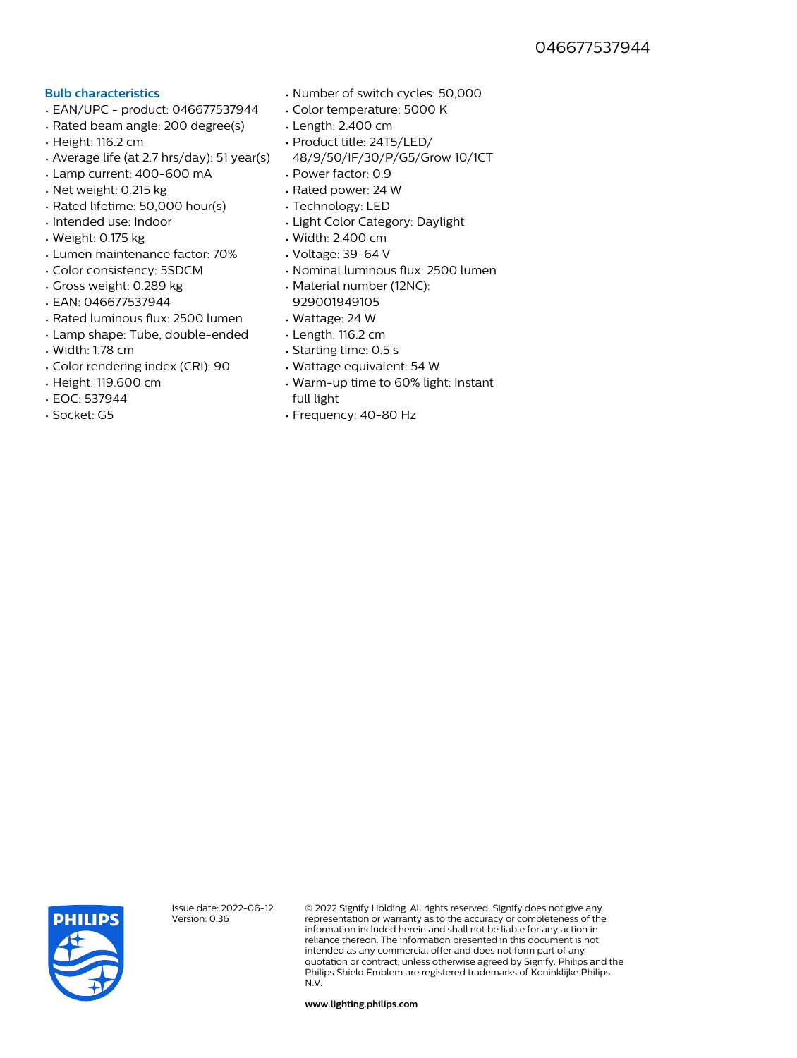## Bulb characteristics

- EAN/UPC - product: 046677537944
- Rated beam angle: 200 degree(s)
- Height: 116.2 cm
- Average life (at 2.7 hrs/day): 51 year(s)
- Lamp current: 400-600 mA
- Net weight: 0.215 kg
- Rated lifetime: 50,000 hour(s)
- Intended use: Indoor
- Weight: 0.175 kg
- Lumen maintenance factor: 70%
- Color consistency: 5SDCM
- Gross weight: 0.289 kg
- EAN: 046677537944
- Rated luminous flux: 2500 lumen
- Lamp shape: Tube, double-ended
- Width: 1.78 cm
- Color rendering index (CRI): 90
- Height: 119.600 cm
- EOC: 537944
- Socket: G5
- Number of switch cycles: 50,000
- Color temperature: 5000 K
- Length: 2.400 cm
- Product title: 24T5/LED/48/9/50/IF/30/P/G5/Grow 10/1CT
- Power factor: 0.9
- Rated power: 24 W
- Technology: LED
- Light Color Category: Daylight
- Width: 2.400 cm
- Voltage: 39-64 V
- Nominal luminous flux: 2500 lumen
- Material number (12NC): 929001949105
- Wattage: 24 W
- Length: 116.2 cm
- Starting time: 0.5 s
- Wattage equivalent: 54 W
- Warm-up time to 60% light: Instant full light
- Frequency: 40-80 Hz

Issue date: 2022-06-12
Version: 0.36

© 2022 Signify Holding. All rights reserved. Signify does not give any representation or warranty as to the accuracy or completeness of the information included herein and shall not be liable for any action in reliance thereon. The information presented in this document is not intended as any commercial offer and does not form part of any quotation or contract, unless otherwise agreed by Signify. Philips and the Philips Shield Emblem are registered trademarks of Koninklijke Philips N.V.

**www.lighting.philips.com**